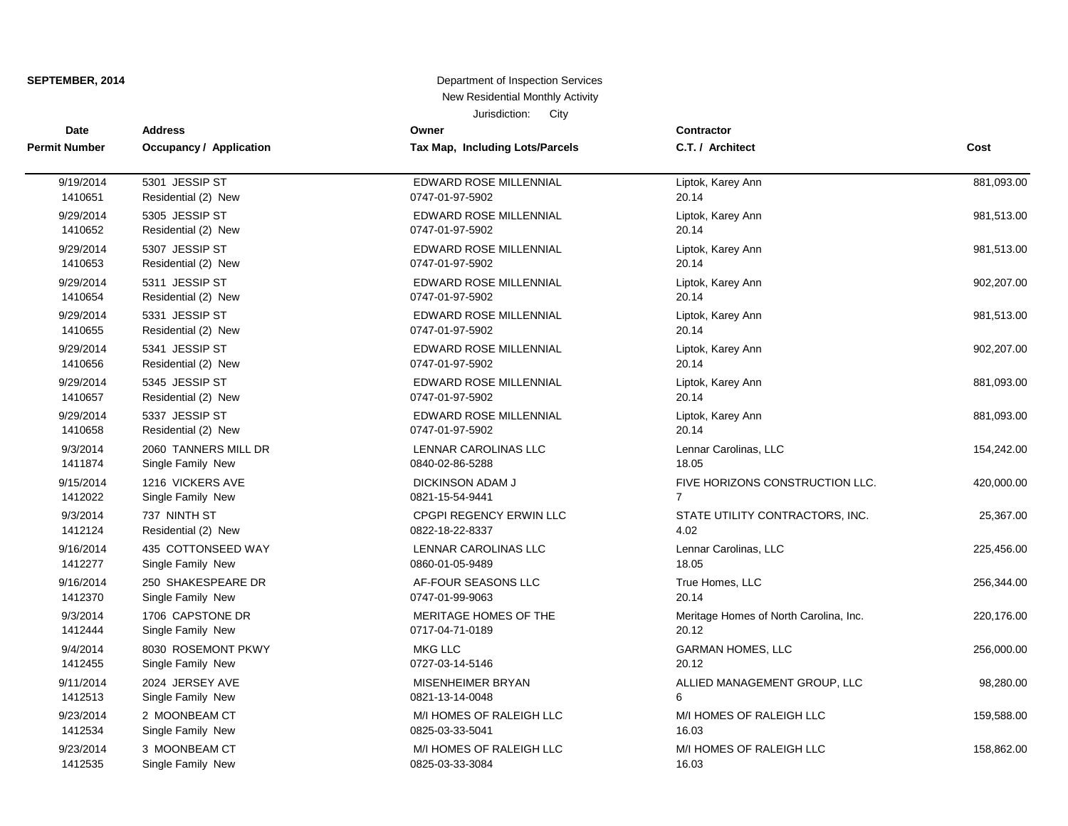**SEPTEMBER, 2014**

Department of Inspection Services
New Residential Monthly Activity
Jurisdiction: City

| Date / Permit Number | Address / Occupancy / Application | Owner / Tax Map, Including Lots/Parcels | Contractor / C.T. / Architect | Cost |
|---|---|---|---|---|
| 9/19/2014<br>1410651 | 5301 JESSIP ST<br>Residential (2) New | EDWARD ROSE MILLENNIAL<br>0747-01-97-5902 | Liptok, Karey Ann<br>20.14 | 881,093.00 |
| 9/29/2014<br>1410652 | 5305 JESSIP ST<br>Residential (2) New | EDWARD ROSE MILLENNIAL<br>0747-01-97-5902 | Liptok, Karey Ann<br>20.14 | 981,513.00 |
| 9/29/2014<br>1410653 | 5307 JESSIP ST<br>Residential (2) New | EDWARD ROSE MILLENNIAL<br>0747-01-97-5902 | Liptok, Karey Ann<br>20.14 | 981,513.00 |
| 9/29/2014<br>1410654 | 5311 JESSIP ST<br>Residential (2) New | EDWARD ROSE MILLENNIAL<br>0747-01-97-5902 | Liptok, Karey Ann<br>20.14 | 902,207.00 |
| 9/29/2014<br>1410655 | 5331 JESSIP ST<br>Residential (2) New | EDWARD ROSE MILLENNIAL<br>0747-01-97-5902 | Liptok, Karey Ann<br>20.14 | 981,513.00 |
| 9/29/2014<br>1410656 | 5341 JESSIP ST<br>Residential (2) New | EDWARD ROSE MILLENNIAL<br>0747-01-97-5902 | Liptok, Karey Ann<br>20.14 | 902,207.00 |
| 9/29/2014<br>1410657 | 5345 JESSIP ST<br>Residential (2) New | EDWARD ROSE MILLENNIAL<br>0747-01-97-5902 | Liptok, Karey Ann<br>20.14 | 881,093.00 |
| 9/29/2014<br>1410658 | 5337 JESSIP ST<br>Residential (2) New | EDWARD ROSE MILLENNIAL<br>0747-01-97-5902 | Liptok, Karey Ann<br>20.14 | 881,093.00 |
| 9/3/2014<br>1411874 | 2060 TANNERS MILL DR<br>Single Family New | LENNAR CAROLINAS LLC<br>0840-02-86-5288 | Lennar Carolinas, LLC<br>18.05 | 154,242.00 |
| 9/15/2014<br>1412022 | 1216 VICKERS AVE<br>Single Family New | DICKINSON ADAM J<br>0821-15-54-9441 | FIVE HORIZONS CONSTRUCTION LLC.<br>7 | 420,000.00 |
| 9/3/2014<br>1412124 | 737 NINTH ST<br>Residential (2) New | CPGPI REGENCY ERWIN LLC<br>0822-18-22-8337 | STATE UTILITY CONTRACTORS, INC.<br>4.02 | 25,367.00 |
| 9/16/2014<br>1412277 | 435 COTTONSEED WAY<br>Single Family New | LENNAR CAROLINAS LLC<br>0860-01-05-9489 | Lennar Carolinas, LLC<br>18.05 | 225,456.00 |
| 9/16/2014<br>1412370 | 250 SHAKESPEARE DR<br>Single Family New | AF-FOUR SEASONS LLC<br>0747-01-99-9063 | True Homes, LLC<br>20.14 | 256,344.00 |
| 9/3/2014<br>1412444 | 1706 CAPSTONE DR<br>Single Family New | MERITAGE HOMES OF THE<br>0717-04-71-0189 | Meritage Homes of North Carolina, Inc.<br>20.12 | 220,176.00 |
| 9/4/2014<br>1412455 | 8030 ROSEMONT PKWY<br>Single Family New | MKG LLC<br>0727-03-14-5146 | GARMAN HOMES, LLC<br>20.12 | 256,000.00 |
| 9/11/2014<br>1412513 | 2024 JERSEY AVE<br>Single Family New | MISENHEIMER BRYAN<br>0821-13-14-0048 | ALLIED MANAGEMENT GROUP, LLC<br>6 | 98,280.00 |
| 9/23/2014<br>1412534 | 2 MOONBEAM CT<br>Single Family New | M/I HOMES OF RALEIGH LLC<br>0825-03-33-5041 | M/I HOMES OF RALEIGH LLC<br>16.03 | 159,588.00 |
| 9/23/2014<br>1412535 | 3 MOONBEAM CT<br>Single Family New | M/I HOMES OF RALEIGH LLC<br>0825-03-33-3084 | M/I HOMES OF RALEIGH LLC<br>16.03 | 158,862.00 |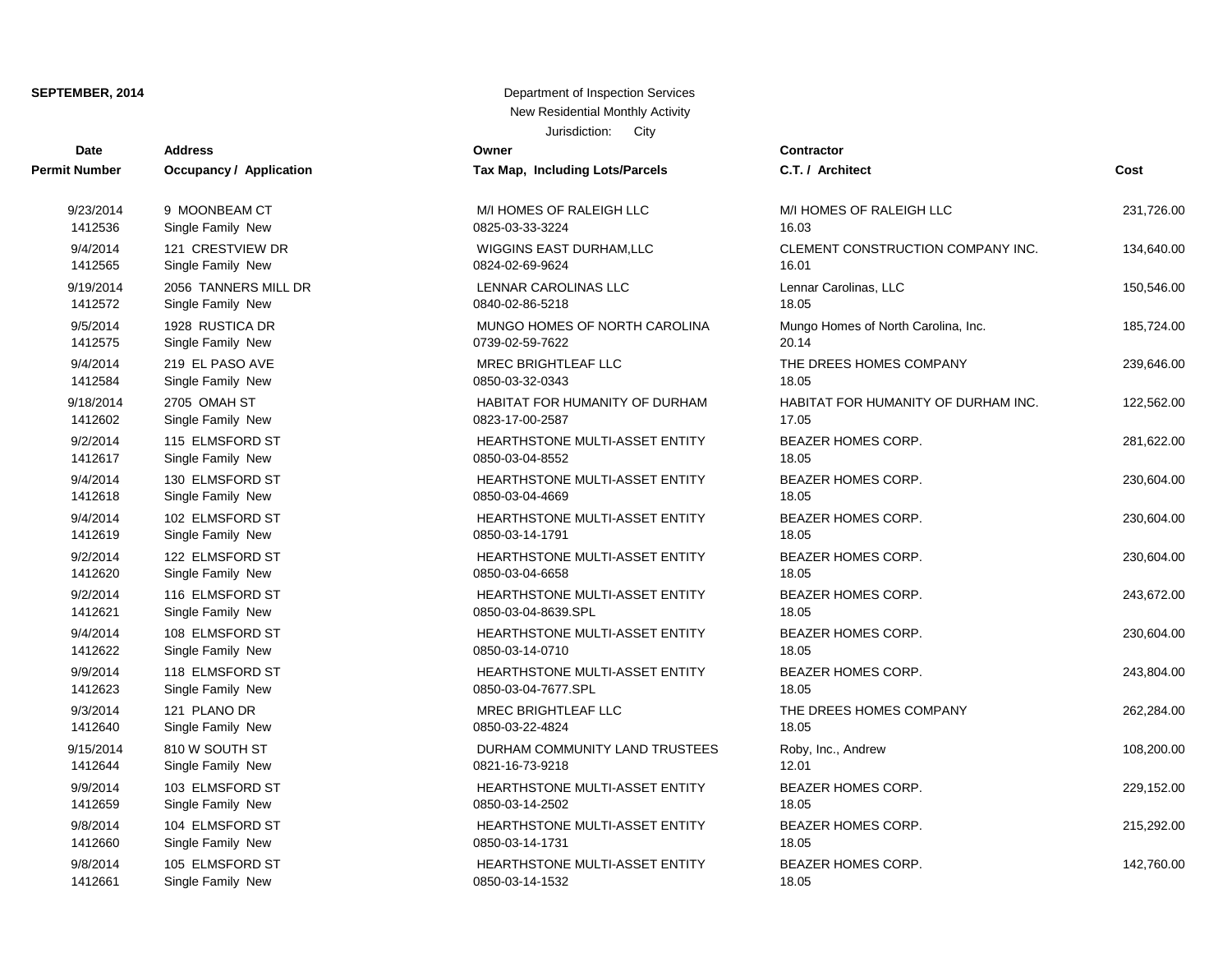**SEPTEMBER, 2014**

Department of Inspection Services
New Residential Monthly Activity
Jurisdiction: City

| Date / Permit Number | Address / Occupancy / Application | Owner / Tax Map, Including Lots/Parcels | Contractor / C.T. / Architect | Cost |
|---|---|---|---|---|
| 9/23/2014<br>1412536 | 9 MOONBEAM CT<br>Single Family New | M/I HOMES OF RALEIGH LLC<br>0825-03-33-3224 | M/I HOMES OF RALEIGH LLC<br>16.03 | 231,726.00 |
| 9/4/2014<br>1412565 | 121 CRESTVIEW DR<br>Single Family New | WIGGINS EAST DURHAM,LLC<br>0824-02-69-9624 | CLEMENT CONSTRUCTION COMPANY INC.<br>16.01 | 134,640.00 |
| 9/19/2014<br>1412572 | 2056 TANNERS MILL DR<br>Single Family New | LENNAR CAROLINAS LLC<br>0840-02-86-5218 | Lennar Carolinas, LLC<br>18.05 | 150,546.00 |
| 9/5/2014<br>1412575 | 1928 RUSTICA DR<br>Single Family New | MUNGO HOMES OF NORTH CAROLINA<br>0739-02-59-7622 | Mungo Homes of North Carolina, Inc.<br>20.14 | 185,724.00 |
| 9/4/2014<br>1412584 | 219 EL PASO AVE<br>Single Family New | MREC BRIGHTLEAF LLC<br>0850-03-32-0343 | THE DREES HOMES COMPANY<br>18.05 | 239,646.00 |
| 9/18/2014<br>1412602 | 2705 OMAH ST<br>Single Family New | HABITAT FOR HUMANITY OF DURHAM<br>0823-17-00-2587 | HABITAT FOR HUMANITY OF DURHAM INC.<br>17.05 | 122,562.00 |
| 9/2/2014<br>1412617 | 115 ELMSFORD ST<br>Single Family New | HEARTHSTONE MULTI-ASSET ENTITY<br>0850-03-04-8552 | BEAZER HOMES CORP.<br>18.05 | 281,622.00 |
| 9/4/2014<br>1412618 | 130 ELMSFORD ST<br>Single Family New | HEARTHSTONE MULTI-ASSET ENTITY<br>0850-03-04-4669 | BEAZER HOMES CORP.<br>18.05 | 230,604.00 |
| 9/4/2014<br>1412619 | 102 ELMSFORD ST<br>Single Family New | HEARTHSTONE MULTI-ASSET ENTITY<br>0850-03-14-1791 | BEAZER HOMES CORP.<br>18.05 | 230,604.00 |
| 9/2/2014<br>1412620 | 122 ELMSFORD ST<br>Single Family New | HEARTHSTONE MULTI-ASSET ENTITY<br>0850-03-04-6658 | BEAZER HOMES CORP.<br>18.05 | 230,604.00 |
| 9/2/2014<br>1412621 | 116 ELMSFORD ST<br>Single Family New | HEARTHSTONE MULTI-ASSET ENTITY<br>0850-03-04-8639.SPL | BEAZER HOMES CORP.<br>18.05 | 243,672.00 |
| 9/4/2014<br>1412622 | 108 ELMSFORD ST<br>Single Family New | HEARTHSTONE MULTI-ASSET ENTITY<br>0850-03-14-0710 | BEAZER HOMES CORP.<br>18.05 | 230,604.00 |
| 9/9/2014<br>1412623 | 118 ELMSFORD ST<br>Single Family New | HEARTHSTONE MULTI-ASSET ENTITY<br>0850-03-04-7677.SPL | BEAZER HOMES CORP.<br>18.05 | 243,804.00 |
| 9/3/2014<br>1412640 | 121 PLANO DR<br>Single Family New | MREC BRIGHTLEAF LLC<br>0850-03-22-4824 | THE DREES HOMES COMPANY<br>18.05 | 262,284.00 |
| 9/15/2014<br>1412644 | 810 W SOUTH ST<br>Single Family New | DURHAM COMMUNITY LAND TRUSTEES<br>0821-16-73-9218 | Roby, Inc., Andrew<br>12.01 | 108,200.00 |
| 9/9/2014<br>1412659 | 103 ELMSFORD ST<br>Single Family New | HEARTHSTONE MULTI-ASSET ENTITY<br>0850-03-14-2502 | BEAZER HOMES CORP.<br>18.05 | 229,152.00 |
| 9/8/2014<br>1412660 | 104 ELMSFORD ST<br>Single Family New | HEARTHSTONE MULTI-ASSET ENTITY<br>0850-03-14-1731 | BEAZER HOMES CORP.<br>18.05 | 215,292.00 |
| 9/8/2014<br>1412661 | 105 ELMSFORD ST<br>Single Family New | HEARTHSTONE MULTI-ASSET ENTITY<br>0850-03-14-1532 | BEAZER HOMES CORP.<br>18.05 | 142,760.00 |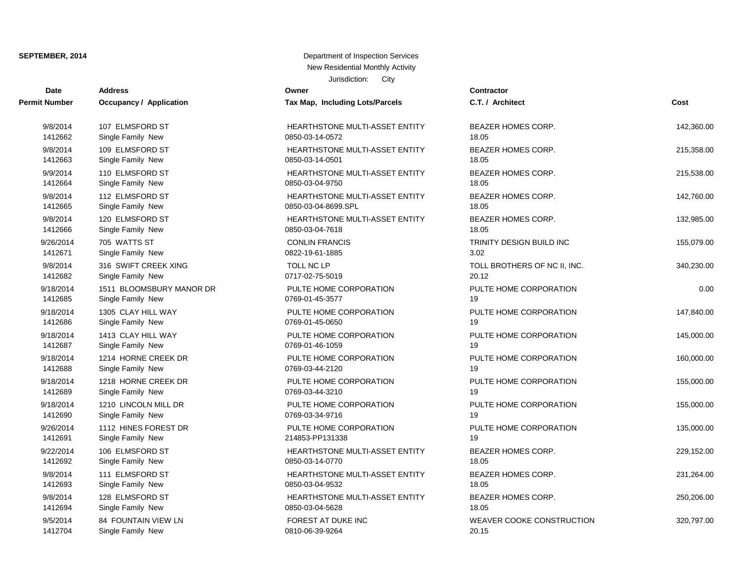**SEPTEMBER, 2014**

Department of Inspection Services
New Residential Monthly Activity
Jurisdiction: City

| Date / Permit Number | Address / Occupancy / Application | Owner / Tax Map, Including Lots/Parcels | Contractor / C.T. / Architect | Cost |
|---|---|---|---|---|
| 9/8/2014<br>1412662 | 107 ELMSFORD ST<br>Single Family New | HEARTHSTONE MULTI-ASSET ENTITY<br>0850-03-14-0572 | BEAZER HOMES CORP.<br>18.05 | 142,360.00 |
| 9/8/2014<br>1412663 | 109 ELMSFORD ST<br>Single Family New | HEARTHSTONE MULTI-ASSET ENTITY<br>0850-03-14-0501 | BEAZER HOMES CORP.<br>18.05 | 215,358.00 |
| 9/9/2014<br>1412664 | 110 ELMSFORD ST<br>Single Family New | HEARTHSTONE MULTI-ASSET ENTITY<br>0850-03-04-9750 | BEAZER HOMES CORP.<br>18.05 | 215,538.00 |
| 9/8/2014<br>1412665 | 112 ELMSFORD ST<br>Single Family New | HEARTHSTONE MULTI-ASSET ENTITY<br>0850-03-04-8699.SPL | BEAZER HOMES CORP.<br>18.05 | 142,760.00 |
| 9/8/2014<br>1412666 | 120 ELMSFORD ST<br>Single Family New | HEARTHSTONE MULTI-ASSET ENTITY<br>0850-03-04-7618 | BEAZER HOMES CORP.<br>18.05 | 132,985.00 |
| 9/26/2014<br>1412671 | 705 WATTS ST<br>Single Family New | CONLIN FRANCIS<br>0822-19-61-1885 | TRINITY DESIGN BUILD INC<br>3.02 | 155,079.00 |
| 9/8/2014<br>1412682 | 316 SWIFT CREEK XING<br>Single Family New | TOLL NC LP<br>0717-02-75-5019 | TOLL BROTHERS OF NC II, INC.<br>20.12 | 340,230.00 |
| 9/18/2014<br>1412685 | 1511 BLOOMSBURY MANOR DR<br>Single Family New | PULTE HOME CORPORATION<br>0769-01-45-3577 | PULTE HOME CORPORATION<br>19 | 0.00 |
| 9/18/2014<br>1412686 | 1305 CLAY HILL WAY<br>Single Family New | PULTE HOME CORPORATION<br>0769-01-45-0650 | PULTE HOME CORPORATION<br>19 | 147,840.00 |
| 9/18/2014<br>1412687 | 1413 CLAY HILL WAY<br>Single Family New | PULTE HOME CORPORATION<br>0769-01-46-1059 | PULTE HOME CORPORATION<br>19 | 145,000.00 |
| 9/18/2014<br>1412688 | 1214 HORNE CREEK DR<br>Single Family New | PULTE HOME CORPORATION<br>0769-03-44-2120 | PULTE HOME CORPORATION<br>19 | 160,000.00 |
| 9/18/2014<br>1412689 | 1218 HORNE CREEK DR<br>Single Family New | PULTE HOME CORPORATION<br>0769-03-44-3210 | PULTE HOME CORPORATION<br>19 | 155,000.00 |
| 9/18/2014<br>1412690 | 1210 LINCOLN MILL DR<br>Single Family New | PULTE HOME CORPORATION<br>0769-03-34-9716 | PULTE HOME CORPORATION<br>19 | 155,000.00 |
| 9/26/2014<br>1412691 | 1112 HINES FOREST DR<br>Single Family New | PULTE HOME CORPORATION<br>214853-PP131338 | PULTE HOME CORPORATION<br>19 | 135,000.00 |
| 9/22/2014<br>1412692 | 106 ELMSFORD ST<br>Single Family New | HEARTHSTONE MULTI-ASSET ENTITY<br>0850-03-14-0770 | BEAZER HOMES CORP.<br>18.05 | 229,152.00 |
| 9/8/2014<br>1412693 | 111 ELMSFORD ST<br>Single Family New | HEARTHSTONE MULTI-ASSET ENTITY<br>0850-03-04-9532 | BEAZER HOMES CORP.<br>18.05 | 231,264.00 |
| 9/8/2014<br>1412694 | 128 ELMSFORD ST<br>Single Family New | HEARTHSTONE MULTI-ASSET ENTITY<br>0850-03-04-5628 | BEAZER HOMES CORP.<br>18.05 | 250,206.00 |
| 9/5/2014<br>1412704 | 84 FOUNTAIN VIEW LN<br>Single Family New | FOREST AT DUKE INC<br>0810-06-39-9264 | WEAVER COOKE CONSTRUCTION<br>20.15 | 320,797.00 |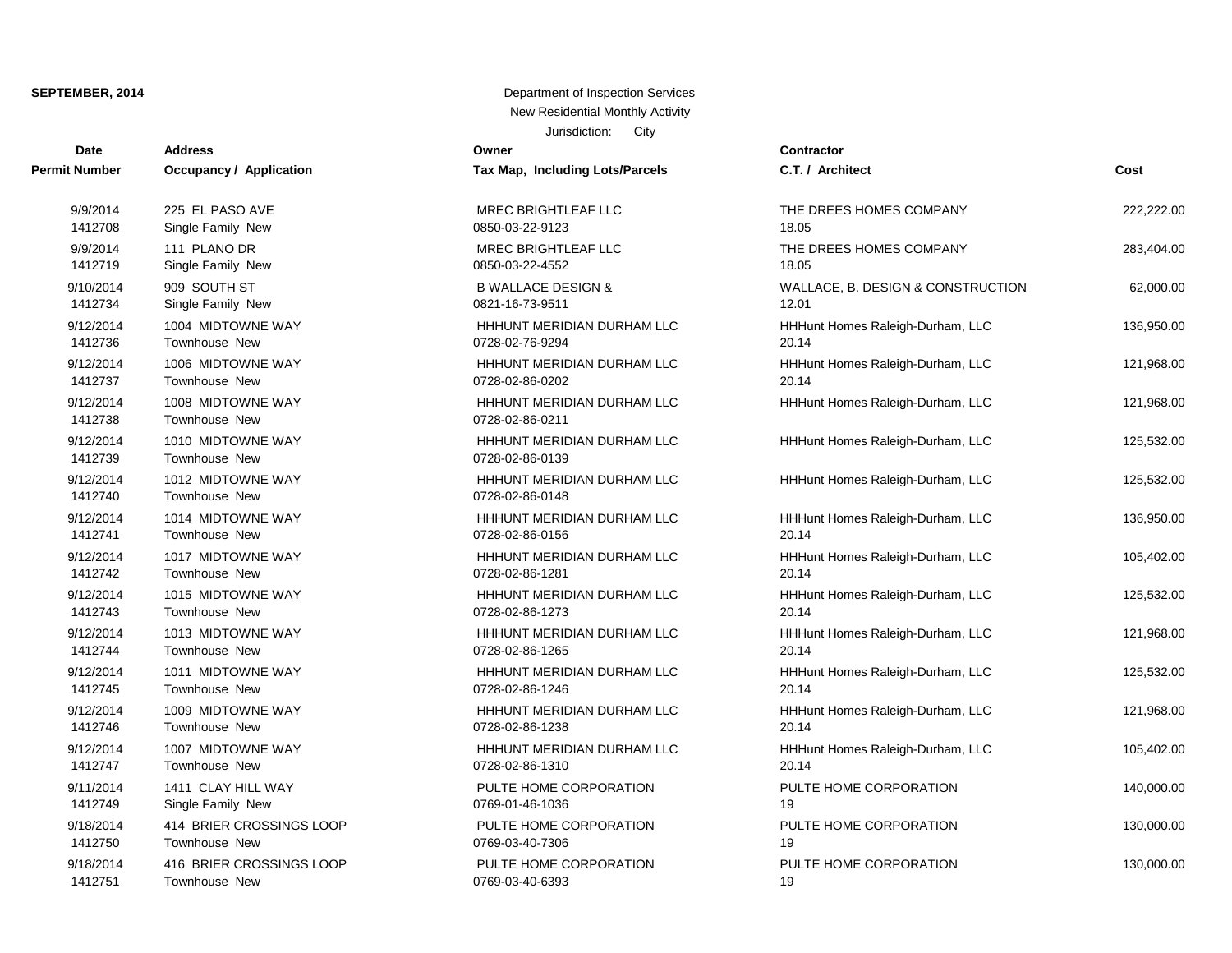**SEPTEMBER, 2014**

Department of Inspection Services
New Residential Monthly Activity
Jurisdiction: City

| Date<br>Permit Number | Address<br>Occupancy / Application | Owner<br>Tax Map, Including Lots/Parcels | Contractor<br>C.T. / Architect | Cost |
|---|---|---|---|---|
| 9/9/2014<br>1412708 | 225 EL PASO AVE<br>Single Family New | MREC BRIGHTLEAF LLC<br>0850-03-22-9123 | THE DREES HOMES COMPANY<br>18.05 | 222,222.00 |
| 9/9/2014<br>1412719 | 111 PLANO DR<br>Single Family New | MREC BRIGHTLEAF LLC<br>0850-03-22-4552 | THE DREES HOMES COMPANY<br>18.05 | 283,404.00 |
| 9/10/2014<br>1412734 | 909 SOUTH ST<br>Single Family New | B WALLACE DESIGN &<br>0821-16-73-9511 | WALLACE, B. DESIGN & CONSTRUCTION<br>12.01 | 62,000.00 |
| 9/12/2014<br>1412736 | 1004 MIDTOWNE WAY<br>Townhouse New | HHHUNT MERIDIAN DURHAM LLC<br>0728-02-76-9294 | HHHunt Homes Raleigh-Durham, LLC<br>20.14 | 136,950.00 |
| 9/12/2014<br>1412737 | 1006 MIDTOWNE WAY<br>Townhouse New | HHHUNT MERIDIAN DURHAM LLC<br>0728-02-86-0202 | HHHunt Homes Raleigh-Durham, LLC<br>20.14 | 121,968.00 |
| 9/12/2014<br>1412738 | 1008 MIDTOWNE WAY<br>Townhouse New | HHHUNT MERIDIAN DURHAM LLC<br>0728-02-86-0211 | HHHunt Homes Raleigh-Durham, LLC | 121,968.00 |
| 9/12/2014<br>1412739 | 1010 MIDTOWNE WAY<br>Townhouse New | HHHUNT MERIDIAN DURHAM LLC<br>0728-02-86-0139 | HHHunt Homes Raleigh-Durham, LLC | 125,532.00 |
| 9/12/2014<br>1412740 | 1012 MIDTOWNE WAY<br>Townhouse New | HHHUNT MERIDIAN DURHAM LLC<br>0728-02-86-0148 | HHHunt Homes Raleigh-Durham, LLC | 125,532.00 |
| 9/12/2014<br>1412741 | 1014 MIDTOWNE WAY<br>Townhouse New | HHHUNT MERIDIAN DURHAM LLC<br>0728-02-86-0156 | HHHunt Homes Raleigh-Durham, LLC<br>20.14 | 136,950.00 |
| 9/12/2014<br>1412742 | 1017 MIDTOWNE WAY<br>Townhouse New | HHHUNT MERIDIAN DURHAM LLC<br>0728-02-86-1281 | HHHunt Homes Raleigh-Durham, LLC<br>20.14 | 105,402.00 |
| 9/12/2014<br>1412743 | 1015 MIDTOWNE WAY<br>Townhouse New | HHHUNT MERIDIAN DURHAM LLC<br>0728-02-86-1273 | HHHunt Homes Raleigh-Durham, LLC<br>20.14 | 125,532.00 |
| 9/12/2014<br>1412744 | 1013 MIDTOWNE WAY<br>Townhouse New | HHHUNT MERIDIAN DURHAM LLC<br>0728-02-86-1265 | HHHunt Homes Raleigh-Durham, LLC<br>20.14 | 121,968.00 |
| 9/12/2014<br>1412745 | 1011 MIDTOWNE WAY<br>Townhouse New | HHHUNT MERIDIAN DURHAM LLC<br>0728-02-86-1246 | HHHunt Homes Raleigh-Durham, LLC<br>20.14 | 125,532.00 |
| 9/12/2014<br>1412746 | 1009 MIDTOWNE WAY<br>Townhouse New | HHHUNT MERIDIAN DURHAM LLC<br>0728-02-86-1238 | HHHunt Homes Raleigh-Durham, LLC<br>20.14 | 121,968.00 |
| 9/12/2014<br>1412747 | 1007 MIDTOWNE WAY<br>Townhouse New | HHHUNT MERIDIAN DURHAM LLC<br>0728-02-86-1310 | HHHunt Homes Raleigh-Durham, LLC<br>20.14 | 105,402.00 |
| 9/11/2014<br>1412749 | 1411 CLAY HILL WAY<br>Single Family New | PULTE HOME CORPORATION<br>0769-01-46-1036 | PULTE HOME CORPORATION<br>19 | 140,000.00 |
| 9/18/2014<br>1412750 | 414 BRIER CROSSINGS LOOP<br>Townhouse New | PULTE HOME CORPORATION<br>0769-03-40-7306 | PULTE HOME CORPORATION<br>19 | 130,000.00 |
| 9/18/2014<br>1412751 | 416 BRIER CROSSINGS LOOP<br>Townhouse New | PULTE HOME CORPORATION<br>0769-03-40-6393 | PULTE HOME CORPORATION<br>19 | 130,000.00 |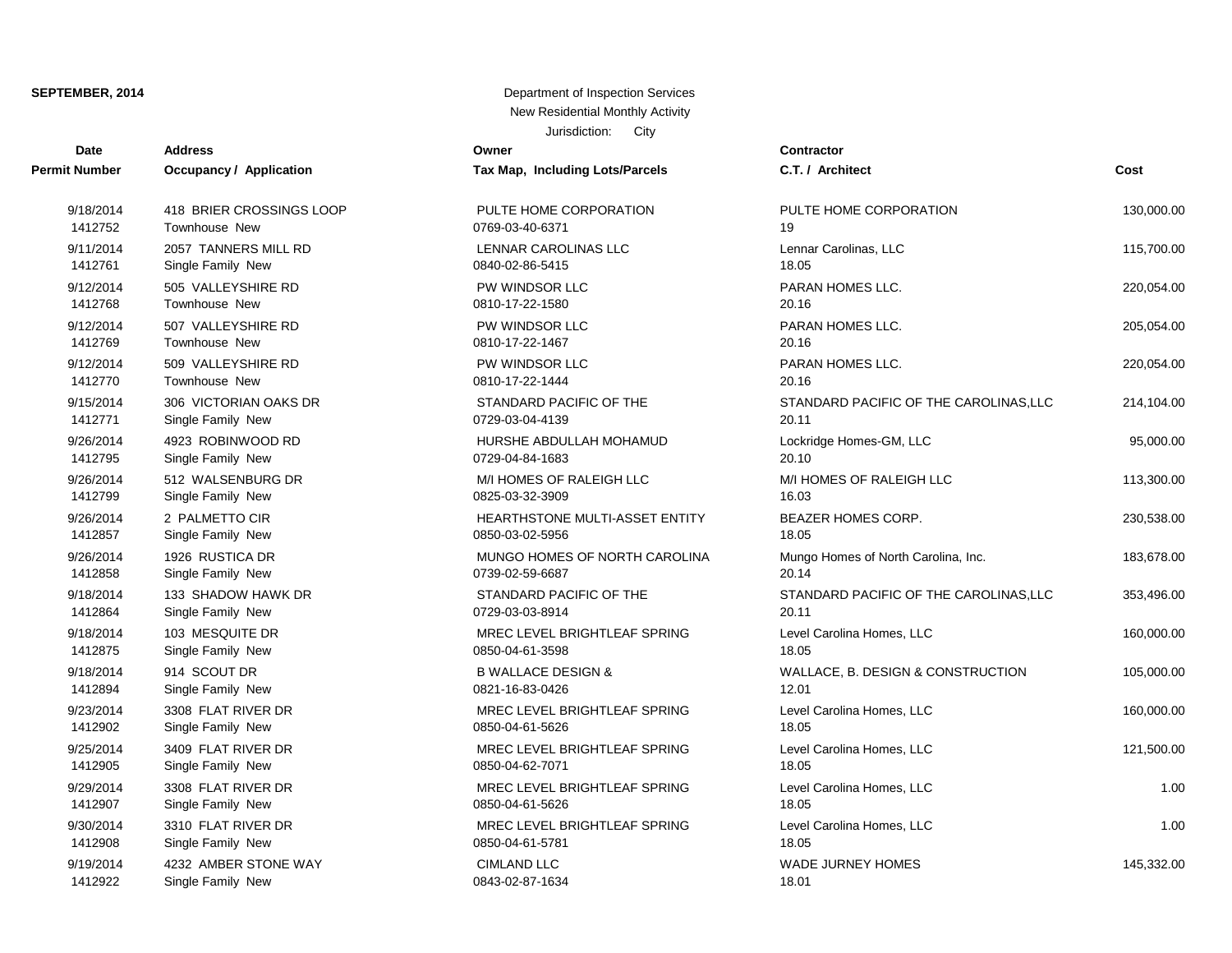**SEPTEMBER, 2014**

Department of Inspection Services
New Residential Monthly Activity
Jurisdiction: City

| Date<br>Permit Number | Address<br>Occupancy / Application | Owner<br>Tax Map, Including Lots/Parcels | Contractor<br>C.T. / Architect | Cost |
|---|---|---|---|---|
| 9/18/2014<br>1412752 | 418 BRIER CROSSINGS LOOP<br>Townhouse New | PULTE HOME CORPORATION<br>0769-03-40-6371 | PULTE HOME CORPORATION<br>19 | 130,000.00 |
| 9/11/2014<br>1412761 | 2057 TANNERS MILL RD<br>Single Family New | LENNAR CAROLINAS LLC<br>0840-02-86-5415 | Lennar Carolinas, LLC<br>18.05 | 115,700.00 |
| 9/12/2014<br>1412768 | 505 VALLEYSHIRE RD<br>Townhouse New | PW WINDSOR LLC<br>0810-17-22-1580 | PARAN HOMES LLC.<br>20.16 | 220,054.00 |
| 9/12/2014<br>1412769 | 507 VALLEYSHIRE RD<br>Townhouse New | PW WINDSOR LLC<br>0810-17-22-1467 | PARAN HOMES LLC.<br>20.16 | 205,054.00 |
| 9/12/2014<br>1412770 | 509 VALLEYSHIRE RD<br>Townhouse New | PW WINDSOR LLC<br>0810-17-22-1444 | PARAN HOMES LLC.<br>20.16 | 220,054.00 |
| 9/15/2014<br>1412771 | 306 VICTORIAN OAKS DR<br>Single Family New | STANDARD PACIFIC OF THE<br>0729-03-04-4139 | STANDARD PACIFIC OF THE CAROLINAS,LLC<br>20.11 | 214,104.00 |
| 9/26/2014<br>1412795 | 4923 ROBINWOOD RD<br>Single Family New | HURSHE ABDULLAH MOHAMUD<br>0729-04-84-1683 | Lockridge Homes-GM, LLC<br>20.10 | 95,000.00 |
| 9/26/2014<br>1412799 | 512 WALSENBURG DR<br>Single Family New | M/I HOMES OF RALEIGH LLC<br>0825-03-32-3909 | M/I HOMES OF RALEIGH LLC<br>16.03 | 113,300.00 |
| 9/26/2014<br>1412857 | 2 PALMETTO CIR<br>Single Family New | HEARTHSTONE MULTI-ASSET ENTITY<br>0850-03-02-5956 | BEAZER HOMES CORP.<br>18.05 | 230,538.00 |
| 9/26/2014<br>1412858 | 1926 RUSTICA DR<br>Single Family New | MUNGO HOMES OF NORTH CAROLINA<br>0739-02-59-6687 | Mungo Homes of North Carolina, Inc.<br>20.14 | 183,678.00 |
| 9/18/2014<br>1412864 | 133 SHADOW HAWK DR<br>Single Family New | STANDARD PACIFIC OF THE<br>0729-03-03-8914 | STANDARD PACIFIC OF THE CAROLINAS,LLC<br>20.11 | 353,496.00 |
| 9/18/2014<br>1412875 | 103 MESQUITE DR<br>Single Family New | MREC LEVEL BRIGHTLEAF SPRING<br>0850-04-61-3598 | Level Carolina Homes, LLC<br>18.05 | 160,000.00 |
| 9/18/2014<br>1412894 | 914 SCOUT DR<br>Single Family New | B WALLACE DESIGN &<br>0821-16-83-0426 | WALLACE, B. DESIGN & CONSTRUCTION<br>12.01 | 105,000.00 |
| 9/23/2014<br>1412902 | 3308 FLAT RIVER DR<br>Single Family New | MREC LEVEL BRIGHTLEAF SPRING<br>0850-04-61-5626 | Level Carolina Homes, LLC<br>18.05 | 160,000.00 |
| 9/25/2014<br>1412905 | 3409 FLAT RIVER DR<br>Single Family New | MREC LEVEL BRIGHTLEAF SPRING<br>0850-04-62-7071 | Level Carolina Homes, LLC<br>18.05 | 121,500.00 |
| 9/29/2014<br>1412907 | 3308 FLAT RIVER DR<br>Single Family New | MREC LEVEL BRIGHTLEAF SPRING<br>0850-04-61-5626 | Level Carolina Homes, LLC<br>18.05 | 1.00 |
| 9/30/2014<br>1412908 | 3310 FLAT RIVER DR<br>Single Family New | MREC LEVEL BRIGHTLEAF SPRING<br>0850-04-61-5781 | Level Carolina Homes, LLC<br>18.05 | 1.00 |
| 9/19/2014<br>1412922 | 4232 AMBER STONE WAY<br>Single Family New | CIMLAND LLC<br>0843-02-87-1634 | WADE JURNEY HOMES<br>18.01 | 145,332.00 |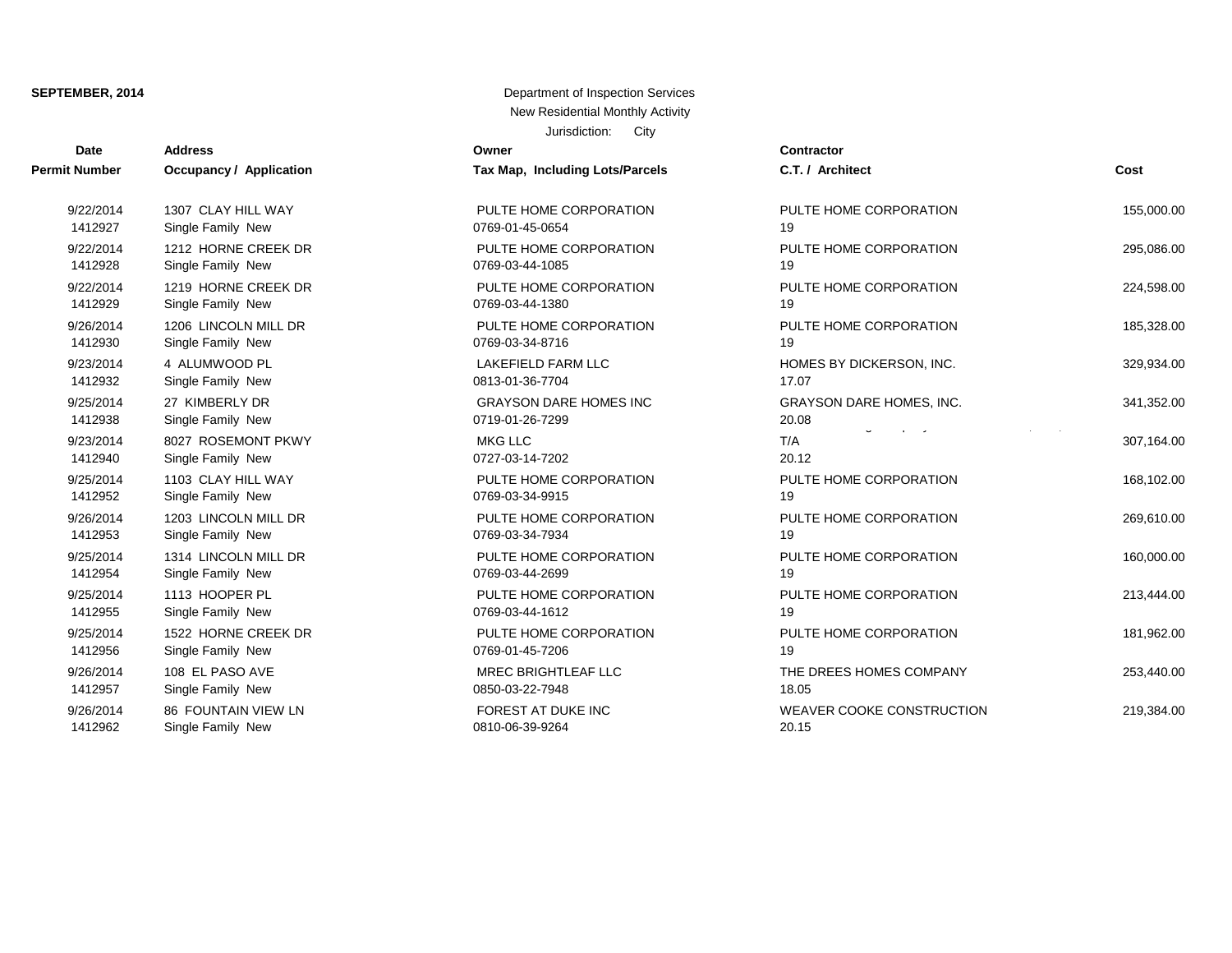**SEPTEMBER, 2014**

Department of Inspection Services
New Residential Monthly Activity
Jurisdiction: City

| Date / Permit Number | Address / Occupancy / Application | Owner / Tax Map, Including Lots/Parcels | Contractor / C.T. / Architect | Cost |
|---|---|---|---|---|
| 9/22/2014<br>1412927 | 1307 CLAY HILL WAY<br>Single Family New | PULTE HOME CORPORATION<br>0769-01-45-0654 | PULTE HOME CORPORATION<br>19 | 155,000.00 |
| 9/22/2014<br>1412928 | 1212 HORNE CREEK DR<br>Single Family New | PULTE HOME CORPORATION<br>0769-03-44-1085 | PULTE HOME CORPORATION<br>19 | 295,086.00 |
| 9/22/2014<br>1412929 | 1219 HORNE CREEK DR<br>Single Family New | PULTE HOME CORPORATION<br>0769-03-44-1380 | PULTE HOME CORPORATION<br>19 | 224,598.00 |
| 9/26/2014<br>1412930 | 1206 LINCOLN MILL DR<br>Single Family New | PULTE HOME CORPORATION<br>0769-03-34-8716 | PULTE HOME CORPORATION<br>19 | 185,328.00 |
| 9/23/2014<br>1412932 | 4 ALUMWOOD PL<br>Single Family New | LAKEFIELD FARM LLC<br>0813-01-36-7704 | HOMES BY DICKERSON, INC.<br>17.07 | 329,934.00 |
| 9/25/2014<br>1412938 | 27 KIMBERLY DR<br>Single Family New | GRAYSON DARE HOMES INC<br>0719-01-26-7299 | GRAYSON DARE HOMES, INC.<br>20.08 | 341,352.00 |
| 9/23/2014<br>1412940 | 8027 ROSEMONT PKWY<br>Single Family New | MKG LLC<br>0727-03-14-7202 | T/A<br>20.12 | 307,164.00 |
| 9/25/2014<br>1412952 | 1103 CLAY HILL WAY<br>Single Family New | PULTE HOME CORPORATION<br>0769-03-34-9915 | PULTE HOME CORPORATION<br>19 | 168,102.00 |
| 9/26/2014<br>1412953 | 1203 LINCOLN MILL DR<br>Single Family New | PULTE HOME CORPORATION<br>0769-03-34-7934 | PULTE HOME CORPORATION<br>19 | 269,610.00 |
| 9/25/2014<br>1412954 | 1314 LINCOLN MILL DR<br>Single Family New | PULTE HOME CORPORATION<br>0769-03-44-2699 | PULTE HOME CORPORATION<br>19 | 160,000.00 |
| 9/25/2014<br>1412955 | 1113 HOOPER PL<br>Single Family New | PULTE HOME CORPORATION<br>0769-03-44-1612 | PULTE HOME CORPORATION<br>19 | 213,444.00 |
| 9/25/2014<br>1412956 | 1522 HORNE CREEK DR<br>Single Family New | PULTE HOME CORPORATION<br>0769-01-45-7206 | PULTE HOME CORPORATION<br>19 | 181,962.00 |
| 9/26/2014<br>1412957 | 108 EL PASO AVE<br>Single Family New | MREC BRIGHTLEAF LLC<br>0850-03-22-7948 | THE DREES HOMES COMPANY<br>18.05 | 253,440.00 |
| 9/26/2014<br>1412962 | 86 FOUNTAIN VIEW LN<br>Single Family New | FOREST AT DUKE INC<br>0810-06-39-9264 | WEAVER COOKE CONSTRUCTION<br>20.15 | 219,384.00 |